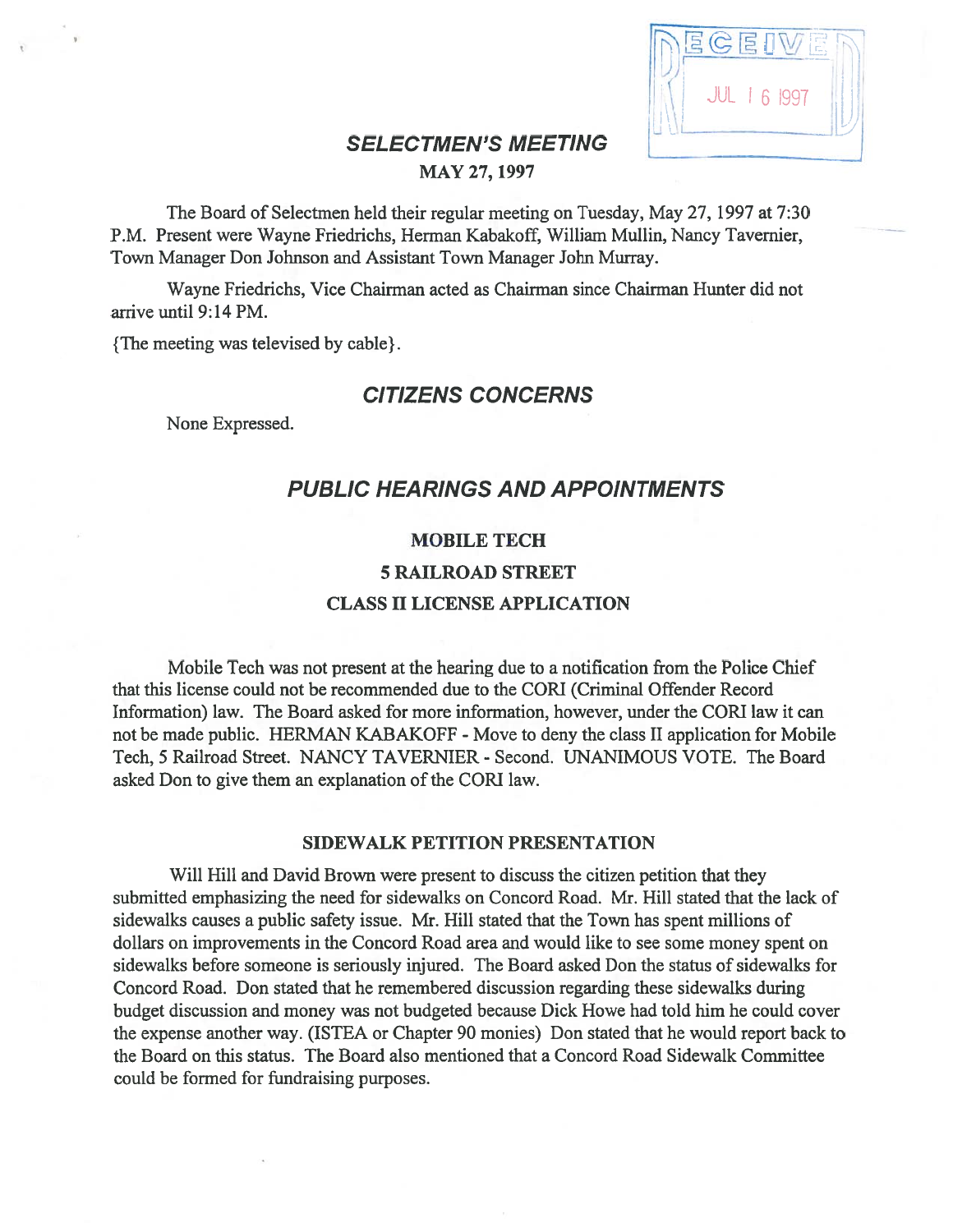RECEIVED JUL 16 1997

# SELECTMEN'S MEETING

**MAY 27, 1997**

The Board of Selectmen held their regular meeting on Tuesday, May 27, 1997 at 7:30 P.M. Present were Wayne Friedrichs, Herman Kabakoff, William Mullin, Nancy Tavernier, Town Manager Don Johnson and Assistant Town Manager John Murray.

Wayne Friedrichs, Vice Chairman acted as Chairman since Chairman Hunter did not arrive until 9:14 PM.

{The meeting was televised by cable}.

## CITIZENS CONCERNS

None Expressed.

## PUBLIC HEARINGS AND APPOINTMENTS

### MOBILE TECH
### 5 RAILROAD STREET
### CLASS II LICENSE APPLICATION

Mobile Tech was not present at the hearing due to a notification from the Police Chief that this license could not be recommended due to the CORI (Criminal Offender Record Information) law. The Board asked for more information, however, under the CORI law it can not be made public. HERMAN KABAKOFF - Move to deny the class II application for Mobile Tech, 5 Railroad Street. NANCY TAVERNIER - Second. UNANIMOUS VOTE. The Board asked Don to give them an explanation of the CORI law.

### SIDEWALK PETITION PRESENTATION

Will Hill and David Brown were present to discuss the citizen petition that they submitted emphasizing the need for sidewalks on Concord Road. Mr. Hill stated that the lack of sidewalks causes a public safety issue. Mr. Hill stated that the Town has spent millions of dollars on improvements in the Concord Road area and would like to see some money spent on sidewalks before someone is seriously injured. The Board asked Don the status of sidewalks for Concord Road. Don stated that he remembered discussion regarding these sidewalks during budget discussion and money was not budgeted because Dick Howe had told him he could cover the expense another way. (ISTEA or Chapter 90 monies) Don stated that he would report back to the Board on this status. The Board also mentioned that a Concord Road Sidewalk Committee could be formed for fundraising purposes.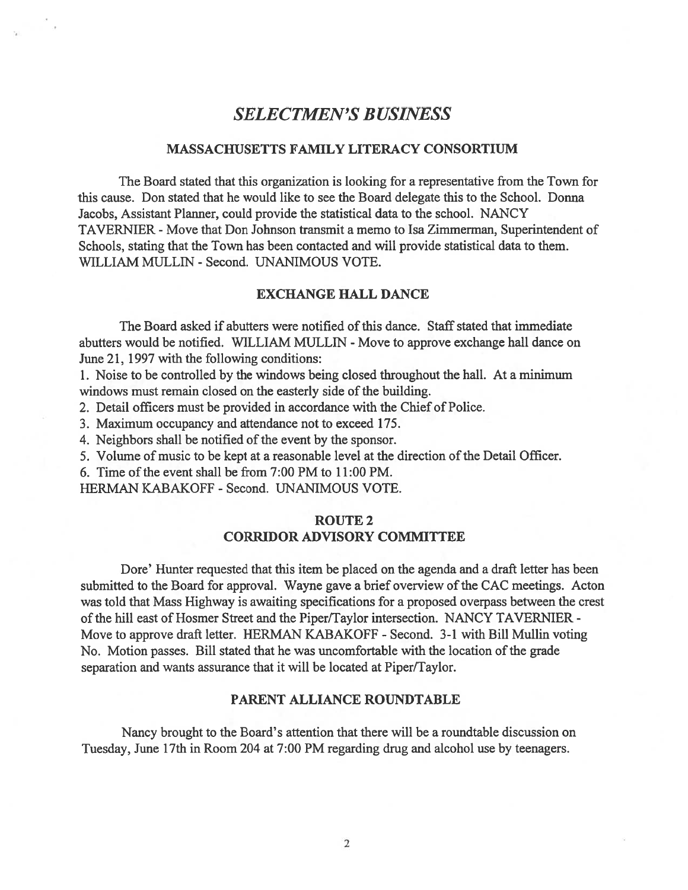# *SELECTMEN'S BUSINESS*

## MASSACHUSETTS FAMILY LITERACY CONSORTIUM

The Board stated that this organization is looking for a representative from the Town for this cause. Don stated that he would like to see the Board delegate this to the School. Donna Jacobs, Assistant Planner, could provide the statistical data to the school. NANCY TAVERNIER - Move that Don Johnson transmit a memo to Isa Zimmerman, Superintendent of Schools, stating that the Town has been contacted and will provide statistical data to them. WILLIAM MULLIN - Second. UNANIMOUS VOTE.

## EXCHANGE HALL DANCE

The Board asked if abutters were notified of this dance. Staff stated that immediate abutters would be notified. WILLIAM MULLIN - Move to approve exchange hall dance on June 21, 1997 with the following conditions:

1. Noise to be controlled by the windows being closed throughout the hall. At a minimum windows must remain closed on the easterly side of the building.
2. Detail officers must be provided in accordance with the Chief of Police.
3. Maximum occupancy and attendance not to exceed 175.
4. Neighbors shall be notified of the event by the sponsor.
5. Volume of music to be kept at a reasonable level at the direction of the Detail Officer.
6. Time of the event shall be from 7:00 PM to 11:00 PM.

HERMAN KABAKOFF - Second. UNANIMOUS VOTE.

## ROUTE 2
## CORRIDOR ADVISORY COMMITTEE

Dore' Hunter requested that this item be placed on the agenda and a draft letter has been submitted to the Board for approval. Wayne gave a brief overview of the CAC meetings. Acton was told that Mass Highway is awaiting specifications for a proposed overpass between the crest of the hill east of Hosmer Street and the Piper/Taylor intersection. NANCY TAVERNIER - Move to approve draft letter. HERMAN KABAKOFF - Second. 3-1 with Bill Mullin voting No. Motion passes. Bill stated that he was uncomfortable with the location of the grade separation and wants assurance that it will be located at Piper/Taylor.

## PARENT ALLIANCE ROUNDTABLE

Nancy brought to the Board's attention that there will be a roundtable discussion on Tuesday, June 17th in Room 204 at 7:00 PM regarding drug and alcohol use by teenagers.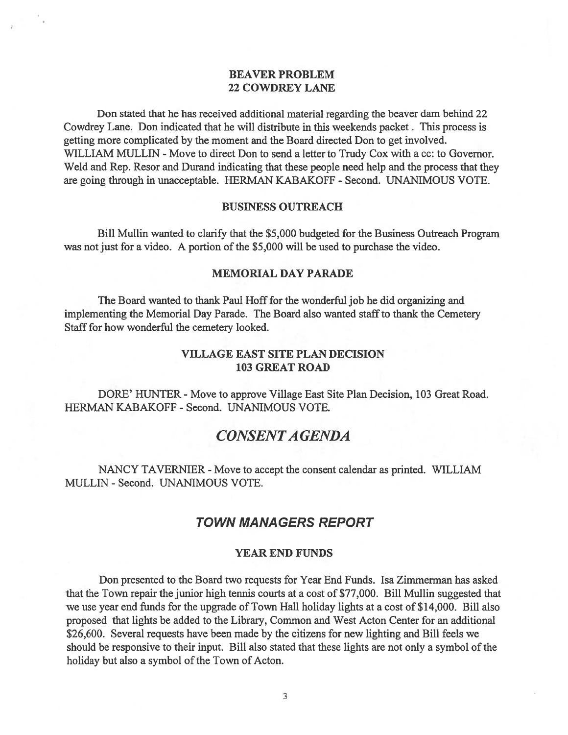### BEAVER PROBLEM
### 22 COWDREY LANE

Don stated that he has received additional material regarding the beaver dam behind 22 Cowdrey Lane. Don indicated that he will distribute in this weekends packet . This process is getting more complicated by the moment and the Board directed Don to get involved. WILLIAM MULLIN - Move to direct Don to send a letter to Trudy Cox with a cc: to Governor. Weld and Rep. Resor and Durand indicating that these people need help and the process that they are going through in unacceptable. HERMAN KABAKOFF - Second. UNANIMOUS VOTE.

### BUSINESS OUTREACH

Bill Mullin wanted to clarify that the $5,000 budgeted for the Business Outreach Program was not just for a video. A portion of the $5,000 will be used to purchase the video.

### MEMORIAL DAY PARADE

The Board wanted to thank Paul Hoff for the wonderful job he did organizing and implementing the Memorial Day Parade. The Board also wanted staff to thank the Cemetery Staff for how wonderful the cemetery looked.

### VILLAGE EAST SITE PLAN DECISION
### 103 GREAT ROAD

DORE' HUNTER - Move to approve Village East Site Plan Decision, 103 Great Road. HERMAN KABAKOFF - Second. UNANIMOUS VOTE.

## *CONSENT AGENDA*

NANCY TAVERNIER - Move to accept the consent calendar as printed. WILLIAM MULLIN - Second. UNANIMOUS VOTE.

## *TOWN MANAGERS REPORT*

### YEAR END FUNDS

Don presented to the Board two requests for Year End Funds. Isa Zimmerman has asked that the Town repair the junior high tennis courts at a cost of $77,000. Bill Mullin suggested that we use year end funds for the upgrade of Town Hall holiday lights at a cost of $14,000. Bill also proposed that lights be added to the Library, Common and West Acton Center for an additional $26,600. Several requests have been made by the citizens for new lighting and Bill feels we should be responsive to their input. Bill also stated that these lights are not only a symbol of the holiday but also a symbol of the Town of Acton.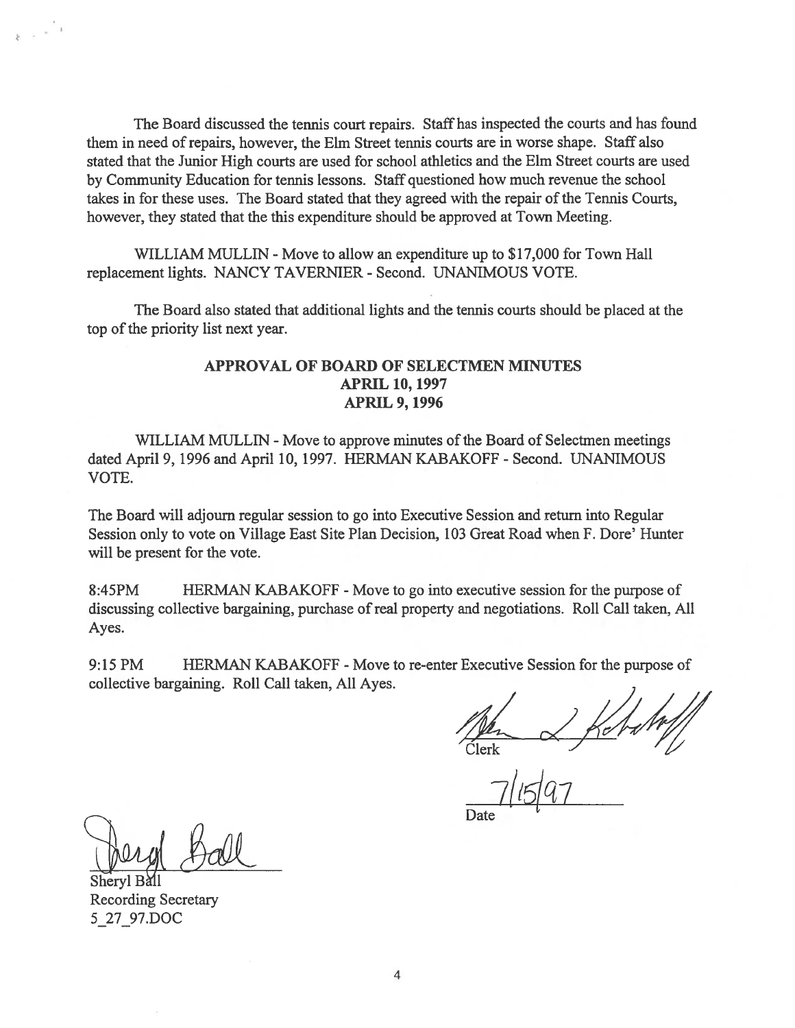The Board discussed the tennis court repairs. Staff has inspected the courts and has found them in need of repairs, however, the Elm Street tennis courts are in worse shape. Staff also stated that the Junior High courts are used for school athletics and the Elm Street courts are used by Community Education for tennis lessons. Staff questioned how much revenue the school takes in for these uses. The Board stated that they agreed with the repair of the Tennis Courts, however, they stated that the this expenditure should be approved at Town Meeting.

WILLIAM MULLIN - Move to allow an expenditure up to $17,000 for Town Hall replacement lights. NANCY TAVERNIER - Second. UNANIMOUS VOTE.

The Board also stated that additional lights and the tennis courts should be placed at the top of the priority list next year.

## APPROVAL OF BOARD OF SELECTMEN MINUTES
## APRIL 10, 1997
## APRIL 9, 1996

WILLIAM MULLIN - Move to approve minutes of the Board of Selectmen meetings dated April 9, 1996 and April 10, 1997. HERMAN KABAKOFF - Second. UNANIMOUS VOTE.

The Board will adjourn regular session to go into Executive Session and return into Regular Session only to vote on Village East Site Plan Decision, 103 Great Road when F. Dore' Hunter will be present for the vote.

8:45PM HERMAN KABAKOFF - Move to go into executive session for the purpose of discussing collective bargaining, purchase of real property and negotiations. Roll Call taken, All Ayes.

9:15 PM HERMAN KABAKOFF - Move to re-enter Executive Session for the purpose of collective bargaining. Roll Call taken, All Ayes.

Clerk

7/15/97

Date

Sheryl Ball
Recording Secretary
5_27_97.DOC